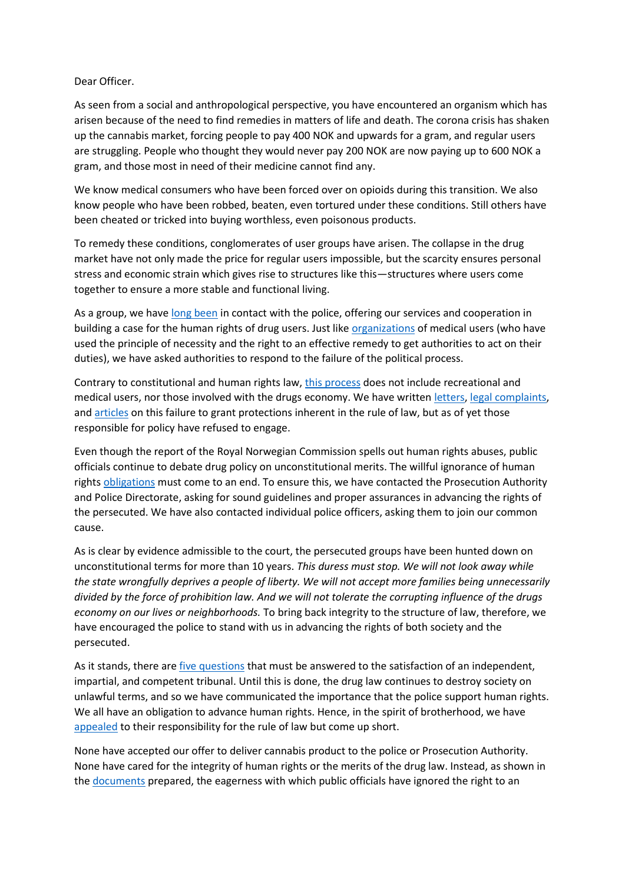Dear Officer.

As seen from a social and anthropological perspective, you have encountered an organism which has arisen because of the need to find remedies in matters of life and death. The corona crisis has shaken up the cannabis market, forcing people to pay 400 NOK and upwards for a gram, and regular users are struggling. People who thought they would never pay 200 NOK are now paying up to 600 NOK a gram, and those most in need of their medicine cannot find any.

We know medical consumers who have been forced over on opioids during this transition. We also know people who have been robbed, beaten, even tortured under these conditions. Still others have been cheated or tricked into buying worthless, even poisonous products.

To remedy these conditions, conglomerates of user groups have arisen. The collapse in the drug market have not only made the price for regular users impossible, but the scarcity ensures personal stress and economic strain which gives rise to structures like this—structures where users come together to ensure a more stable and functional living.

As a group, we have long been in contact with the police, offering our services and cooperation in building a case for the human rights of drug users. Just like organizations of medical users (who have used the principle of necessity and the right to an effective remedy to get authorities to act on their duties), we have asked authorities to respond to the failure of the political process.

Contrary to constitutional and human rights law, this process does not include recreational and medical users, nor those involved with the drugs economy. We have written letters, legal complaints, and articles on this failure to grant protections inherent in the rule of law, but as of yet those responsible for policy have refused to engage.

Even though the report of the Royal Norwegian Commission spells out human rights abuses, public officials continue to debate drug policy on unconstitutional merits. The willful ignorance of human rights obligations must come to an end. To ensure this, we have contacted the Prosecution Authority and Police Directorate, asking for sound guidelines and proper assurances in advancing the rights of the persecuted. We have also contacted individual police officers, asking them to join our common cause.

As is clear by evidence admissible to the court, the persecuted groups have been hunted down on unconstitutional terms for more than 10 years. *This duress must stop. We will not look away while the state wrongfully deprives a people of liberty. We will not accept more families being unnecessarily divided by the force of prohibition law. And we will not tolerate the corrupting influence of the drugs economy on our lives or neighborhoods.* To bring back integrity to the structure of law, therefore, we have encouraged the police to stand with us in advancing the rights of both society and the persecuted.

As it stands, there are five questions that must be answered to the satisfaction of an independent, impartial, and competent tribunal. Until this is done, the drug law continues to destroy society on unlawful terms, and so we have communicated the importance that the police support human rights. We all have an obligation to advance human rights. Hence, in the spirit of brotherhood, we have appealed to their responsibility for the rule of law but come up short.

None have accepted our offer to deliver cannabis product to the police or Prosecution Authority. None have cared for the integrity of human rights or the merits of the drug law. Instead, as shown in the documents prepared, the eagerness with which public officials have ignored the right to an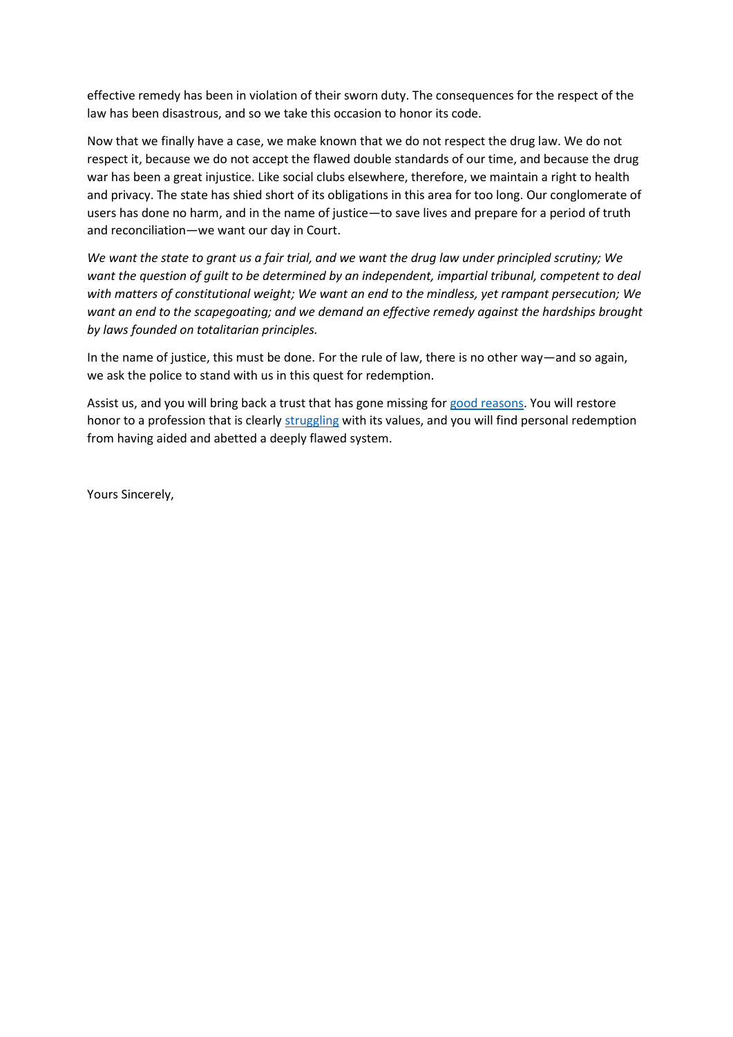effective remedy has been in violation of their sworn duty. The consequences for the respect of the law has been disastrous, and so we take this occasion to honor its code.

Now that we finally have a case, we make known that we do not respect the drug law. We do not respect it, because we do not accept the flawed double standards of our time, and because the drug war has been a great injustice. Like social clubs elsewhere, therefore, we maintain a right to health and privacy. The state has shied short of its obligations in this area for too long. Our conglomerate of users has done no harm, and in the name of justice—to save lives and prepare for a period of truth and reconciliation—we want our day in Court.

*We want the state to grant us a fair trial, and we want the drug law under principled scrutiny; We want the question of guilt to be determined by an independent, impartial tribunal, competent to deal with matters of constitutional weight; We want an end to the mindless, yet rampant persecution; We want an end to the scapegoating; and we demand an effective remedy against the hardships brought by laws founded on totalitarian principles.*

In the name of justice, this must be done. For the rule of law, there is no other way—and so again, we ask the police to stand with us in this quest for redemption.

Assist us, and you will bring back a trust that has gone missing for good reasons. You will restore honor to a profession that is clearly struggling with its values, and you will find personal redemption from having aided and abetted a deeply flawed system.

Yours Sincerely,